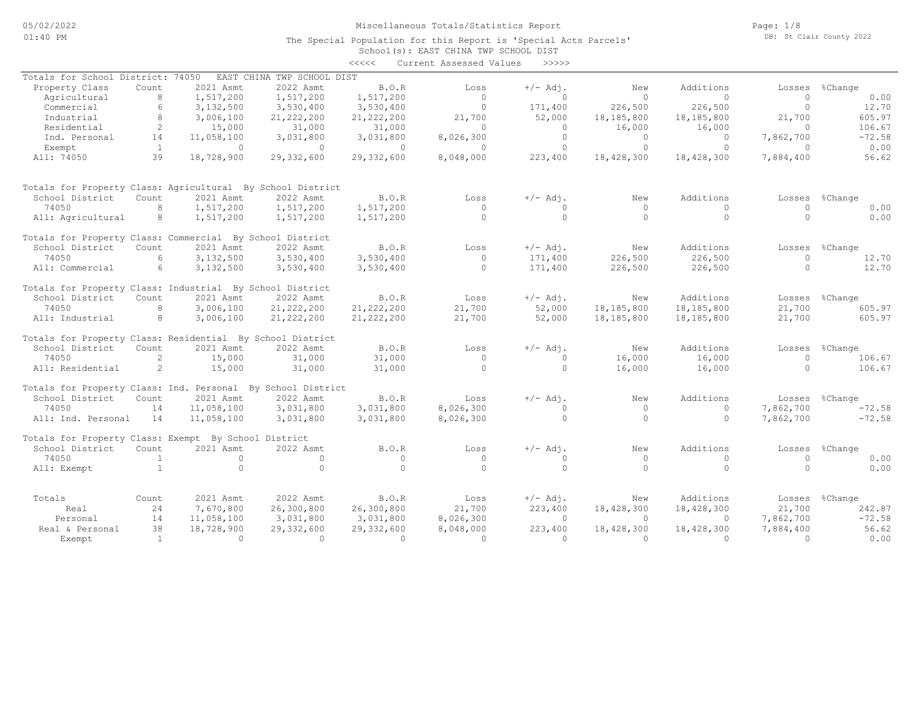05/02/2022
01:40 PM

# Miscellaneous Totals/Statistics Report

The Special Population for this Report is 'Special Acts Parcels'
School(s): EAST CHINA TWP SCHOOL DIST

DB: St Clair County 2022

<<<<< Current Assessed Values >>>>>

**Totals for School District: 74050 EAST CHINA TWP SCHOOL DIST**

| Property Class | Count | 2021 Asmt | 2022 Asmt | B.O.R | Loss | +/- Adj. | New | Additions | Losses | %Change |
|---|---|---|---|---|---|---|---|---|---|---|
| Agricultural | 8 | 1,517,200 | 1,517,200 | 1,517,200 | 0 | 0 | 0 | 0 | 0 | 0.00 |
| Commercial | 6 | 3,132,500 | 3,530,400 | 3,530,400 | 0 | 171,400 | 226,500 | 226,500 | 0 | 12.70 |
| Industrial | 8 | 3,006,100 | 21,222,200 | 21,222,200 | 21,700 | 52,000 | 18,185,800 | 18,185,800 | 21,700 | 605.97 |
| Residential | 2 | 15,000 | 31,000 | 31,000 | 0 | 0 | 16,000 | 16,000 | 0 | 106.67 |
| Ind. Personal | 14 | 11,058,100 | 3,031,800 | 3,031,800 | 8,026,300 | 0 | 0 | 0 | 7,862,700 | -72.58 |
| Exempt | 1 | 0 | 0 | 0 | 0 | 0 | 0 | 0 | 0 | 0.00 |
| All: 74050 | 39 | 18,728,900 | 29,332,600 | 29,332,600 | 8,048,000 | 223,400 | 18,428,300 | 18,428,300 | 7,884,400 | 56.62 |

**Totals for Property Class: Agricultural By School District**

| School District | Count | 2021 Asmt | 2022 Asmt | B.O.R | Loss | +/- Adj. | New | Additions | Losses | %Change |
|---|---|---|---|---|---|---|---|---|---|---|
| 74050 | 8 | 1,517,200 | 1,517,200 | 1,517,200 | 0 | 0 | 0 | 0 | 0 | 0.00 |
| All: Agricultural | 8 | 1,517,200 | 1,517,200 | 1,517,200 | 0 | 0 | 0 | 0 | 0 | 0.00 |

**Totals for Property Class: Commercial By School District**

| School District | Count | 2021 Asmt | 2022 Asmt | B.O.R | Loss | +/- Adj. | New | Additions | Losses | %Change |
|---|---|---|---|---|---|---|---|---|---|---|
| 74050 | 6 | 3,132,500 | 3,530,400 | 3,530,400 | 0 | 171,400 | 226,500 | 226,500 | 0 | 12.70 |
| All: Commercial | 6 | 3,132,500 | 3,530,400 | 3,530,400 | 0 | 171,400 | 226,500 | 226,500 | 0 | 12.70 |

**Totals for Property Class: Industrial By School District**

| School District | Count | 2021 Asmt | 2022 Asmt | B.O.R | Loss | +/- Adj. | New | Additions | Losses | %Change |
|---|---|---|---|---|---|---|---|---|---|---|
| 74050 | 8 | 3,006,100 | 21,222,200 | 21,222,200 | 21,700 | 52,000 | 18,185,800 | 18,185,800 | 21,700 | 605.97 |
| All: Industrial | 8 | 3,006,100 | 21,222,200 | 21,222,200 | 21,700 | 52,000 | 18,185,800 | 18,185,800 | 21,700 | 605.97 |

**Totals for Property Class: Residential By School District**

| School District | Count | 2021 Asmt | 2022 Asmt | B.O.R | Loss | +/- Adj. | New | Additions | Losses | %Change |
|---|---|---|---|---|---|---|---|---|---|---|
| 74050 | 2 | 15,000 | 31,000 | 31,000 | 0 | 0 | 16,000 | 16,000 | 0 | 106.67 |
| All: Residential | 2 | 15,000 | 31,000 | 31,000 | 0 | 0 | 16,000 | 16,000 | 0 | 106.67 |

**Totals for Property Class: Ind. Personal By School District**

| School District | Count | 2021 Asmt | 2022 Asmt | B.O.R | Loss | +/- Adj. | New | Additions | Losses | %Change |
|---|---|---|---|---|---|---|---|---|---|---|
| 74050 | 14 | 11,058,100 | 3,031,800 | 3,031,800 | 8,026,300 | 0 | 0 | 0 | 7,862,700 | -72.58 |
| All: Ind. Personal | 14 | 11,058,100 | 3,031,800 | 3,031,800 | 8,026,300 | 0 | 0 | 0 | 7,862,700 | -72.58 |

**Totals for Property Class: Exempt By School District**

| School District | Count | 2021 Asmt | 2022 Asmt | B.O.R | Loss | +/- Adj. | New | Additions | Losses | %Change |
|---|---|---|---|---|---|---|---|---|---|---|
| 74050 | 1 | 0 | 0 | 0 | 0 | 0 | 0 | 0 | 0 | 0.00 |
| All: Exempt | 1 | 0 | 0 | 0 | 0 | 0 | 0 | 0 | 0 | 0.00 |

| Totals | Count | 2021 Asmt | 2022 Asmt | B.O.R | Loss | +/- Adj. | New | Additions | Losses | %Change |
|---|---|---|---|---|---|---|---|---|---|---|
| Real | 24 | 7,670,800 | 26,300,800 | 26,300,800 | 21,700 | 223,400 | 18,428,300 | 18,428,300 | 21,700 | 242.87 |
| Personal | 14 | 11,058,100 | 3,031,800 | 3,031,800 | 8,026,300 | 0 | 0 | 0 | 7,862,700 | -72.58 |
| Real & Personal | 38 | 18,728,900 | 29,332,600 | 29,332,600 | 8,048,000 | 223,400 | 18,428,300 | 18,428,300 | 7,884,400 | 56.62 |
| Exempt | 1 | 0 | 0 | 0 | 0 | 0 | 0 | 0 | 0 | 0.00 |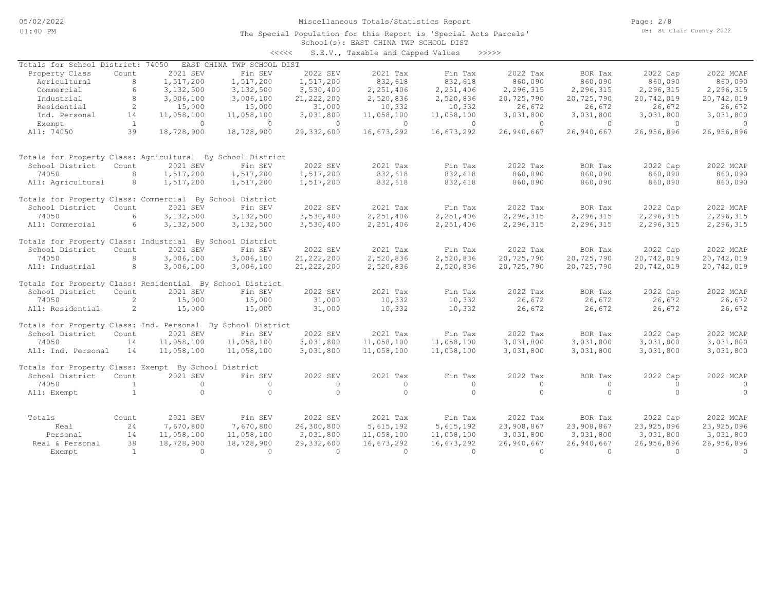Miscellaneous Totals/Statistics Report

The Special Population for this Report is 'Special Acts Parcels'

School(s): EAST CHINA TWP SCHOOL DIST

<<<<< S.E.V., Taxable and Capped Values >>>>>

Totals for School District: 74050 EAST CHINA TWP SCHOOL DIST

| Property Class | Count | 2021 SEV | Fin SEV | 2022 SEV | 2021 Tax | Fin Tax | 2022 Tax | BOR Tax | 2022 Cap | 2022 MCAP |
|---|---|---|---|---|---|---|---|---|---|---|
| Agricultural | 8 | 1,517,200 | 1,517,200 | 1,517,200 | 832,618 | 832,618 | 860,090 | 860,090 | 860,090 | 860,090 |
| Commercial | 6 | 3,132,500 | 3,132,500 | 3,530,400 | 2,251,406 | 2,251,406 | 2,296,315 | 2,296,315 | 2,296,315 | 2,296,315 |
| Industrial | 8 | 3,006,100 | 3,006,100 | 21,222,200 | 2,520,836 | 2,520,836 | 20,725,790 | 20,725,790 | 20,742,019 | 20,742,019 |
| Residential | 2 | 15,000 | 15,000 | 31,000 | 10,332 | 10,332 | 26,672 | 26,672 | 26,672 | 26,672 |
| Ind. Personal | 14 | 11,058,100 | 11,058,100 | 3,031,800 | 11,058,100 | 11,058,100 | 3,031,800 | 3,031,800 | 3,031,800 | 3,031,800 |
| Exempt | 1 | 0 | 0 | 0 | 0 | 0 | 0 | 0 | 0 | 0 |
| All: 74050 | 39 | 18,728,900 | 18,728,900 | 29,332,600 | 16,673,292 | 16,673,292 | 26,940,667 | 26,940,667 | 26,956,896 | 26,956,896 |

Totals for Property Class: Agricultural By School District

| School District | Count | 2021 SEV | Fin SEV | 2022 SEV | 2021 Tax | Fin Tax | 2022 Tax | BOR Tax | 2022 Cap | 2022 MCAP |
|---|---|---|---|---|---|---|---|---|---|---|
| 74050 | 8 | 1,517,200 | 1,517,200 | 1,517,200 | 832,618 | 832,618 | 860,090 | 860,090 | 860,090 | 860,090 |
| All: Agricultural | 8 | 1,517,200 | 1,517,200 | 1,517,200 | 832,618 | 832,618 | 860,090 | 860,090 | 860,090 | 860,090 |

Totals for Property Class: Commercial By School District

| School District | Count | 2021 SEV | Fin SEV | 2022 SEV | 2021 Tax | Fin Tax | 2022 Tax | BOR Tax | 2022 Cap | 2022 MCAP |
|---|---|---|---|---|---|---|---|---|---|---|
| 74050 | 6 | 3,132,500 | 3,132,500 | 3,530,400 | 2,251,406 | 2,251,406 | 2,296,315 | 2,296,315 | 2,296,315 | 2,296,315 |
| All: Commercial | 6 | 3,132,500 | 3,132,500 | 3,530,400 | 2,251,406 | 2,251,406 | 2,296,315 | 2,296,315 | 2,296,315 | 2,296,315 |

Totals for Property Class: Industrial By School District

| School District | Count | 2021 SEV | Fin SEV | 2022 SEV | 2021 Tax | Fin Tax | 2022 Tax | BOR Tax | 2022 Cap | 2022 MCAP |
|---|---|---|---|---|---|---|---|---|---|---|
| 74050 | 8 | 3,006,100 | 3,006,100 | 21,222,200 | 2,520,836 | 2,520,836 | 20,725,790 | 20,725,790 | 20,742,019 | 20,742,019 |
| All: Industrial | 8 | 3,006,100 | 3,006,100 | 21,222,200 | 2,520,836 | 2,520,836 | 20,725,790 | 20,725,790 | 20,742,019 | 20,742,019 |

Totals for Property Class: Residential By School District

| School District | Count | 2021 SEV | Fin SEV | 2022 SEV | 2021 Tax | Fin Tax | 2022 Tax | BOR Tax | 2022 Cap | 2022 MCAP |
|---|---|---|---|---|---|---|---|---|---|---|
| 74050 | 2 | 15,000 | 15,000 | 31,000 | 10,332 | 10,332 | 26,672 | 26,672 | 26,672 | 26,672 |
| All: Residential | 2 | 15,000 | 15,000 | 31,000 | 10,332 | 10,332 | 26,672 | 26,672 | 26,672 | 26,672 |

Totals for Property Class: Ind. Personal By School District

| School District | Count | 2021 SEV | Fin SEV | 2022 SEV | 2021 Tax | Fin Tax | 2022 Tax | BOR Tax | 2022 Cap | 2022 MCAP |
|---|---|---|---|---|---|---|---|---|---|---|
| 74050 | 14 | 11,058,100 | 11,058,100 | 3,031,800 | 11,058,100 | 11,058,100 | 3,031,800 | 3,031,800 | 3,031,800 | 3,031,800 |
| All: Ind. Personal | 14 | 11,058,100 | 11,058,100 | 3,031,800 | 11,058,100 | 11,058,100 | 3,031,800 | 3,031,800 | 3,031,800 | 3,031,800 |

Totals for Property Class: Exempt By School District

| School District | Count | 2021 SEV | Fin SEV | 2022 SEV | 2021 Tax | Fin Tax | 2022 Tax | BOR Tax | 2022 Cap | 2022 MCAP |
|---|---|---|---|---|---|---|---|---|---|---|
| 74050 | 1 | 0 | 0 | 0 | 0 | 0 | 0 | 0 | 0 | 0 |
| All: Exempt | 1 | 0 | 0 | 0 | 0 | 0 | 0 | 0 | 0 | 0 |

| Totals | Count | 2021 SEV | Fin SEV | 2022 SEV | 2021 Tax | Fin Tax | 2022 Tax | BOR Tax | 2022 Cap | 2022 MCAP |
|---|---|---|---|---|---|---|---|---|---|---|
| Real | 24 | 7,670,800 | 7,670,800 | 26,300,800 | 5,615,192 | 5,615,192 | 23,908,867 | 23,908,867 | 23,925,096 | 23,925,096 |
| Personal | 14 | 11,058,100 | 11,058,100 | 3,031,800 | 11,058,100 | 11,058,100 | 3,031,800 | 3,031,800 | 3,031,800 | 3,031,800 |
| Real & Personal | 38 | 18,728,900 | 18,728,900 | 29,332,600 | 16,673,292 | 16,673,292 | 26,940,667 | 26,940,667 | 26,956,896 | 26,956,896 |
| Exempt | 1 | 0 | 0 | 0 | 0 | 0 | 0 | 0 | 0 | 0 |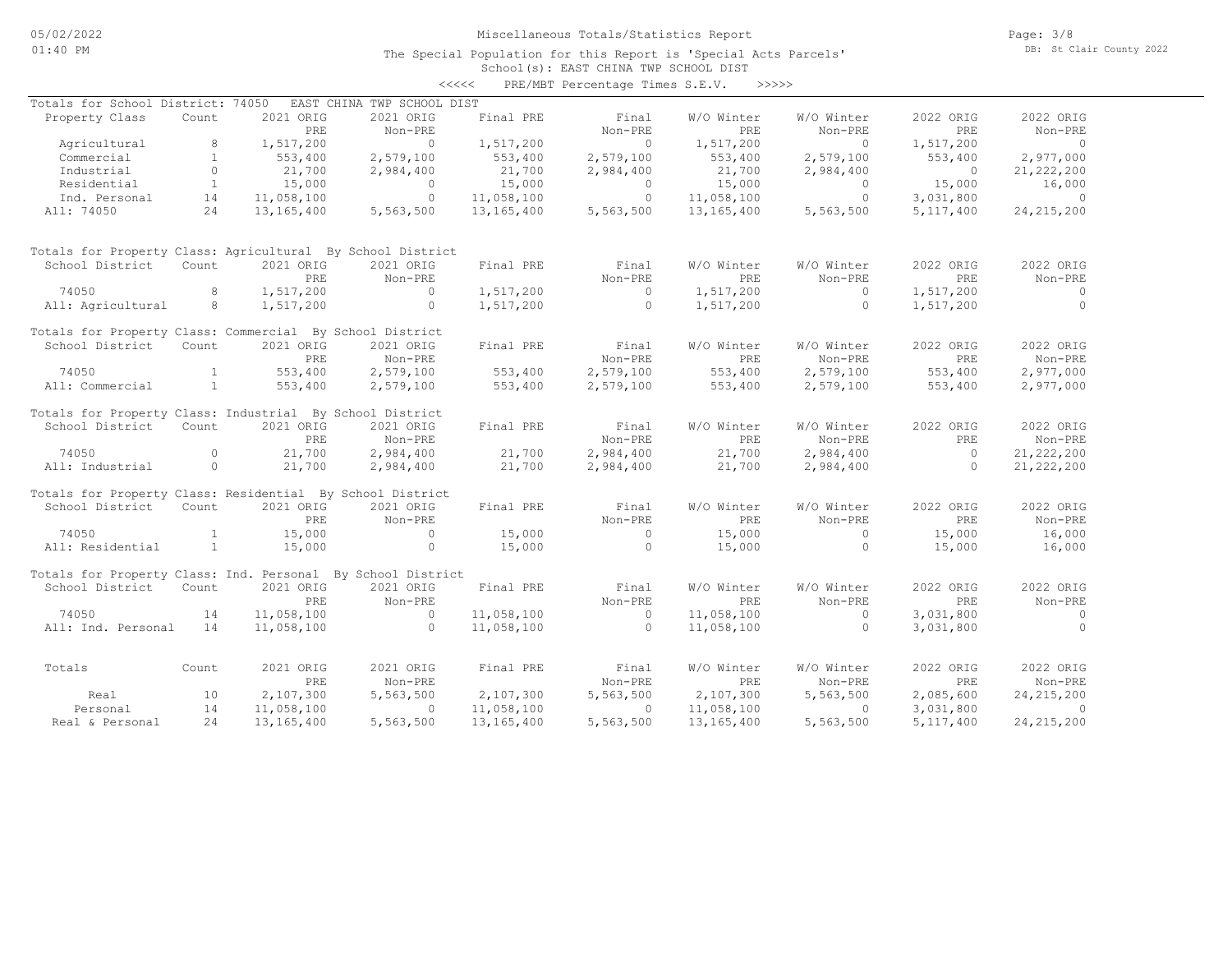Miscellaneous Totals/Statistics Report

The Special Population for this Report is 'Special Acts Parcels'
School(s): EAST CHINA TWP SCHOOL DIST
<<<<< PRE/MBT Percentage Times S.E.V. >>>>>

Totals for School District: 74050 EAST CHINA TWP SCHOOL DIST

| Property Class | Count | 2021 ORIG PRE | 2021 ORIG Non-PRE | Final PRE | Final Non-PRE | W/O Winter PRE | W/O Winter Non-PRE | 2022 ORIG PRE | 2022 ORIG Non-PRE |
|---|---|---|---|---|---|---|---|---|---|
| Agricultural | 8 | 1,517,200 | 0 | 1,517,200 | 0 | 1,517,200 | 0 | 1,517,200 | 0 |
| Commercial | 1 | 553,400 | 2,579,100 | 553,400 | 2,579,100 | 553,400 | 2,579,100 | 553,400 | 2,977,000 |
| Industrial | 0 | 21,700 | 2,984,400 | 21,700 | 2,984,400 | 21,700 | 2,984,400 | 0 | 21,222,200 |
| Residential | 1 | 15,000 | 0 | 15,000 | 0 | 15,000 | 0 | 15,000 | 16,000 |
| Ind. Personal | 14 | 11,058,100 | 0 | 11,058,100 | 0 | 11,058,100 | 0 | 3,031,800 | 0 |
| All: 74050 | 24 | 13,165,400 | 5,563,500 | 13,165,400 | 5,563,500 | 13,165,400 | 5,563,500 | 5,117,400 | 24,215,200 |

Totals for Property Class: Agricultural By School District

| School District | Count | 2021 ORIG PRE | 2021 ORIG Non-PRE | Final PRE | Final Non-PRE | W/O Winter PRE | W/O Winter Non-PRE | 2022 ORIG PRE | 2022 ORIG Non-PRE |
|---|---|---|---|---|---|---|---|---|---|
| 74050 | 8 | 1,517,200 | 0 | 1,517,200 | 0 | 1,517,200 | 0 | 1,517,200 | 0 |
| All: Agricultural | 8 | 1,517,200 | 0 | 1,517,200 | 0 | 1,517,200 | 0 | 1,517,200 | 0 |

Totals for Property Class: Commercial By School District

| School District | Count | 2021 ORIG PRE | 2021 ORIG Non-PRE | Final PRE | Final Non-PRE | W/O Winter PRE | W/O Winter Non-PRE | 2022 ORIG PRE | 2022 ORIG Non-PRE |
|---|---|---|---|---|---|---|---|---|---|
| 74050 | 1 | 553,400 | 2,579,100 | 553,400 | 2,579,100 | 553,400 | 2,579,100 | 553,400 | 2,977,000 |
| All: Commercial | 1 | 553,400 | 2,579,100 | 553,400 | 2,579,100 | 553,400 | 2,579,100 | 553,400 | 2,977,000 |

Totals for Property Class: Industrial By School District

| School District | Count | 2021 ORIG PRE | 2021 ORIG Non-PRE | Final PRE | Final Non-PRE | W/O Winter PRE | W/O Winter Non-PRE | 2022 ORIG PRE | 2022 ORIG Non-PRE |
|---|---|---|---|---|---|---|---|---|---|
| 74050 | 0 | 21,700 | 2,984,400 | 21,700 | 2,984,400 | 21,700 | 2,984,400 | 0 | 21,222,200 |
| All: Industrial | 0 | 21,700 | 2,984,400 | 21,700 | 2,984,400 | 21,700 | 2,984,400 | 0 | 21,222,200 |

Totals for Property Class: Residential By School District

| School District | Count | 2021 ORIG PRE | 2021 ORIG Non-PRE | Final PRE | Final Non-PRE | W/O Winter PRE | W/O Winter Non-PRE | 2022 ORIG PRE | 2022 ORIG Non-PRE |
|---|---|---|---|---|---|---|---|---|---|
| 74050 | 1 | 15,000 | 0 | 15,000 | 0 | 15,000 | 0 | 15,000 | 16,000 |
| All: Residential | 1 | 15,000 | 0 | 15,000 | 0 | 15,000 | 0 | 15,000 | 16,000 |

Totals for Property Class: Ind. Personal By School District

| School District | Count | 2021 ORIG PRE | 2021 ORIG Non-PRE | Final PRE | Final Non-PRE | W/O Winter PRE | W/O Winter Non-PRE | 2022 ORIG PRE | 2022 ORIG Non-PRE |
|---|---|---|---|---|---|---|---|---|---|
| 74050 | 14 | 11,058,100 | 0 | 11,058,100 | 0 | 11,058,100 | 0 | 3,031,800 | 0 |
| All: Ind. Personal | 14 | 11,058,100 | 0 | 11,058,100 | 0 | 11,058,100 | 0 | 3,031,800 | 0 |

| Totals | Count | 2021 ORIG PRE | 2021 ORIG Non-PRE | Final PRE | Final Non-PRE | W/O Winter PRE | W/O Winter Non-PRE | 2022 ORIG PRE | 2022 ORIG Non-PRE |
|---|---|---|---|---|---|---|---|---|---|
| Real | 10 | 2,107,300 | 5,563,500 | 2,107,300 | 5,563,500 | 2,107,300 | 5,563,500 | 2,085,600 | 24,215,200 |
| Personal | 14 | 11,058,100 | 0 | 11,058,100 | 0 | 11,058,100 | 0 | 3,031,800 | 0 |
| Real & Personal | 24 | 13,165,400 | 5,563,500 | 13,165,400 | 5,563,500 | 13,165,400 | 5,563,500 | 5,117,400 | 24,215,200 |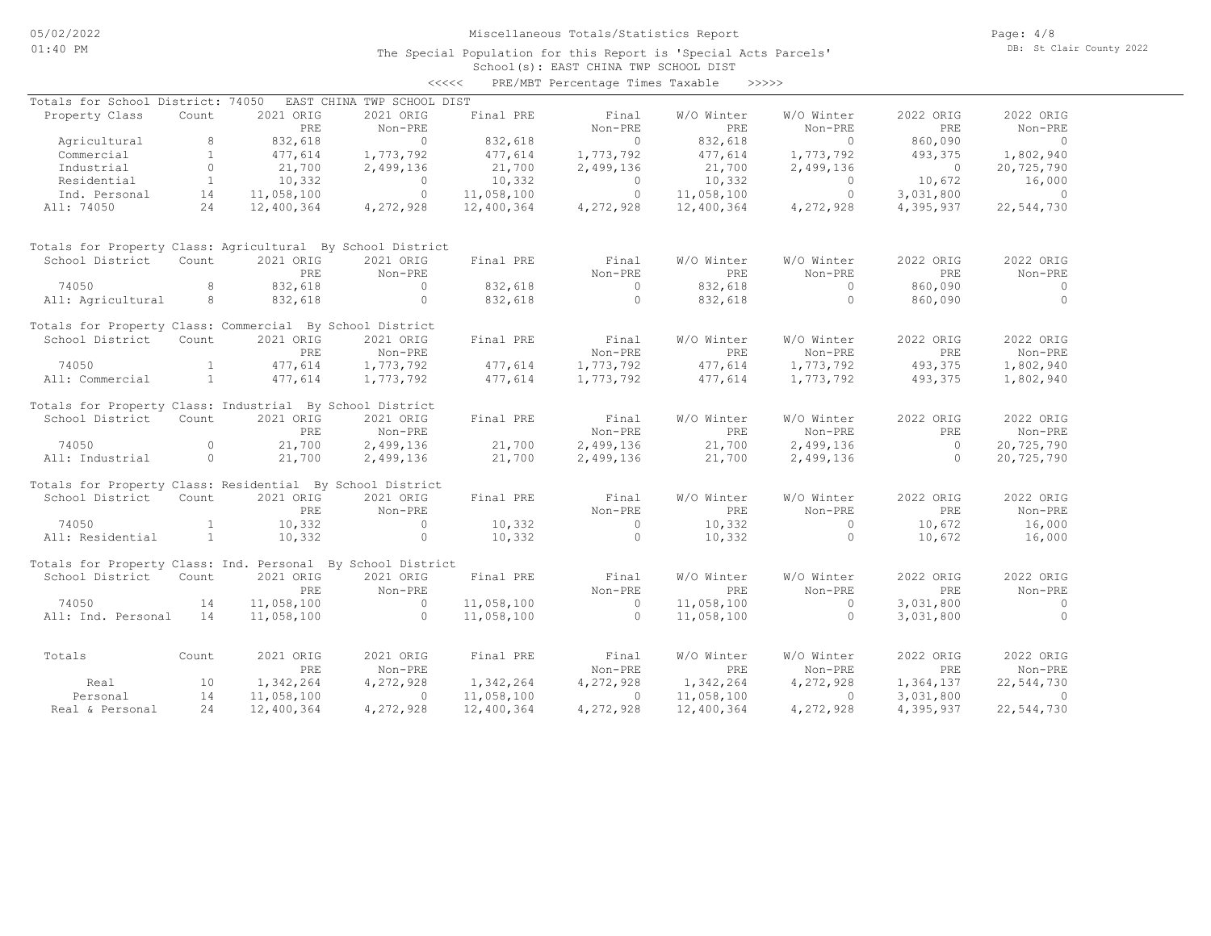# Miscellaneous Totals/Statistics Report

The Special Population for this Report is 'Special Acts Parcels'
School(s): EAST CHINA TWP SCHOOL DIST

<<<<< PRE/MBT Percentage Times Taxable >>>>>

Totals for School District: 74050 EAST CHINA TWP SCHOOL DIST

| Property Class | Count | 2021 ORIG PRE | 2021 ORIG Non-PRE | Final PRE | Final Non-PRE | W/O Winter PRE | W/O Winter Non-PRE | 2022 ORIG PRE | 2022 ORIG Non-PRE |
|---|---|---|---|---|---|---|---|---|---|
| Agricultural | 8 | 832,618 | 0 | 832,618 | 0 | 832,618 | 0 | 860,090 | 0 |
| Commercial | 1 | 477,614 | 1,773,792 | 477,614 | 1,773,792 | 477,614 | 1,773,792 | 493,375 | 1,802,940 |
| Industrial | 0 | 21,700 | 2,499,136 | 21,700 | 2,499,136 | 21,700 | 2,499,136 | 0 | 20,725,790 |
| Residential | 1 | 10,332 | 0 | 10,332 | 0 | 10,332 | 0 | 10,672 | 16,000 |
| Ind. Personal | 14 | 11,058,100 | 0 | 11,058,100 | 0 | 11,058,100 | 0 | 3,031,800 | 0 |
| All: 74050 | 24 | 12,400,364 | 4,272,928 | 12,400,364 | 4,272,928 | 12,400,364 | 4,272,928 | 4,395,937 | 22,544,730 |

Totals for Property Class: Agricultural By School District

| School District | Count | 2021 ORIG PRE | 2021 ORIG Non-PRE | Final PRE | Final Non-PRE | W/O Winter PRE | W/O Winter Non-PRE | 2022 ORIG PRE | 2022 ORIG Non-PRE |
|---|---|---|---|---|---|---|---|---|---|
| 74050 | 8 | 832,618 | 0 | 832,618 | 0 | 832,618 | 0 | 860,090 | 0 |
| All: Agricultural | 8 | 832,618 | 0 | 832,618 | 0 | 832,618 | 0 | 860,090 | 0 |

Totals for Property Class: Commercial By School District

| School District | Count | 2021 ORIG PRE | 2021 ORIG Non-PRE | Final PRE | Final Non-PRE | W/O Winter PRE | W/O Winter Non-PRE | 2022 ORIG PRE | 2022 ORIG Non-PRE |
|---|---|---|---|---|---|---|---|---|---|
| 74050 | 1 | 477,614 | 1,773,792 | 477,614 | 1,773,792 | 477,614 | 1,773,792 | 493,375 | 1,802,940 |
| All: Commercial | 1 | 477,614 | 1,773,792 | 477,614 | 1,773,792 | 477,614 | 1,773,792 | 493,375 | 1,802,940 |

Totals for Property Class: Industrial By School District

| School District | Count | 2021 ORIG PRE | 2021 ORIG Non-PRE | Final PRE | Final Non-PRE | W/O Winter PRE | W/O Winter Non-PRE | 2022 ORIG PRE | 2022 ORIG Non-PRE |
|---|---|---|---|---|---|---|---|---|---|
| 74050 | 0 | 21,700 | 2,499,136 | 21,700 | 2,499,136 | 21,700 | 2,499,136 | 0 | 20,725,790 |
| All: Industrial | 0 | 21,700 | 2,499,136 | 21,700 | 2,499,136 | 21,700 | 2,499,136 | 0 | 20,725,790 |

Totals for Property Class: Residential By School District

| School District | Count | 2021 ORIG PRE | 2021 ORIG Non-PRE | Final PRE | Final Non-PRE | W/O Winter PRE | W/O Winter Non-PRE | 2022 ORIG PRE | 2022 ORIG Non-PRE |
|---|---|---|---|---|---|---|---|---|---|
| 74050 | 1 | 10,332 | 0 | 10,332 | 0 | 10,332 | 0 | 10,672 | 16,000 |
| All: Residential | 1 | 10,332 | 0 | 10,332 | 0 | 10,332 | 0 | 10,672 | 16,000 |

Totals for Property Class: Ind. Personal By School District

| School District | Count | 2021 ORIG PRE | 2021 ORIG Non-PRE | Final PRE | Final Non-PRE | W/O Winter PRE | W/O Winter Non-PRE | 2022 ORIG PRE | 2022 ORIG Non-PRE |
|---|---|---|---|---|---|---|---|---|---|
| 74050 | 14 | 11,058,100 | 0 | 11,058,100 | 0 | 11,058,100 | 0 | 3,031,800 | 0 |
| All: Ind. Personal | 14 | 11,058,100 | 0 | 11,058,100 | 0 | 11,058,100 | 0 | 3,031,800 | 0 |

| Totals | Count | 2021 ORIG PRE | 2021 ORIG Non-PRE | Final PRE | Final Non-PRE | W/O Winter PRE | W/O Winter Non-PRE | 2022 ORIG PRE | 2022 ORIG Non-PRE |
|---|---|---|---|---|---|---|---|---|---|
| Real | 10 | 1,342,264 | 4,272,928 | 1,342,264 | 4,272,928 | 1,342,264 | 4,272,928 | 1,364,137 | 22,544,730 |
| Personal | 14 | 11,058,100 | 0 | 11,058,100 | 0 | 11,058,100 | 0 | 3,031,800 | 0 |
| Real & Personal | 24 | 12,400,364 | 4,272,928 | 12,400,364 | 4,272,928 | 12,400,364 | 4,272,928 | 4,395,937 | 22,544,730 |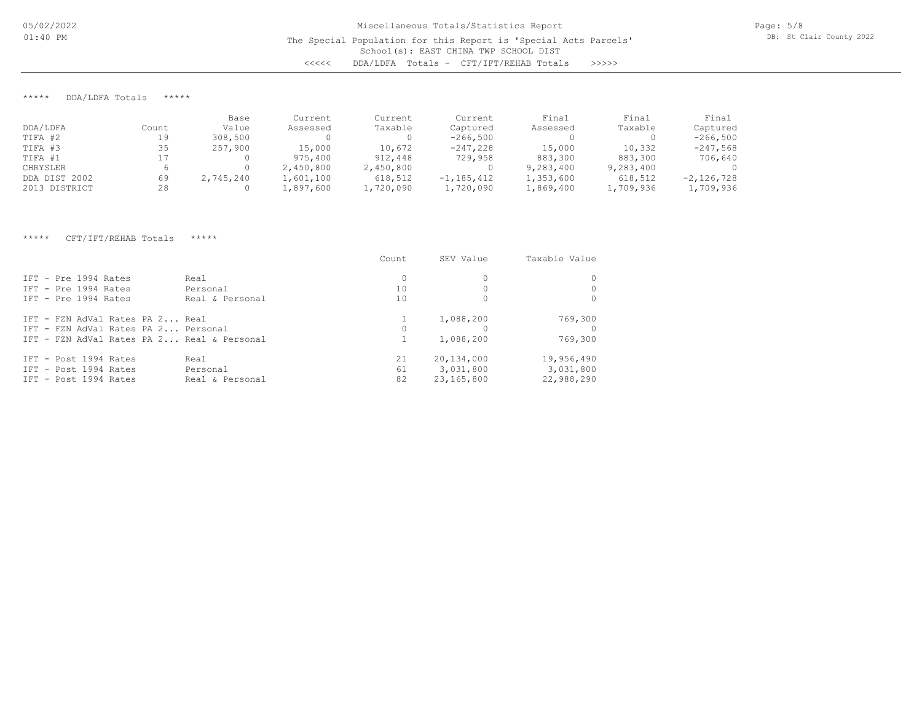Miscellaneous Totals/Statistics Report

The Special Population for this Report is 'Special Acts Parcels'

School(s): EAST CHINA TWP SCHOOL DIST

<<<<< DDA/LDFA Totals - CFT/IFT/REHAB Totals >>>>>

***** DDA/LDFA Totals *****

| DDA/LDFA | Count | Base Value | Current Assessed | Current Taxable | Current Captured | Final Assessed | Final Taxable | Final Captured |
|---|---|---|---|---|---|---|---|---|
| TIFA #2 | 19 | 308,500 | 0 | 0 | -266,500 | 0 | 0 | -266,500 |
| TIFA #3 | 35 | 257,900 | 15,000 | 10,672 | -247,228 | 15,000 | 10,332 | -247,568 |
| TIFA #1 | 17 | 0 | 975,400 | 912,448 | 729,958 | 883,300 | 883,300 | 706,640 |
| CHRYSLER | 6 | 0 | 2,450,800 | 2,450,800 | 0 | 9,283,400 | 9,283,400 | 0 |
| DDA DIST 2002 | 69 | 2,745,240 | 1,601,100 | 618,512 | -1,185,412 | 1,353,600 | 618,512 | -2,126,728 |
| 2013 DISTRICT | 28 | 0 | 1,897,600 | 1,720,090 | 1,720,090 | 1,869,400 | 1,709,936 | 1,709,936 |

***** CFT/IFT/REHAB Totals *****

| | | Count | SEV Value | Taxable Value |
|---|---|---|---|---|
| IFT - Pre 1994 Rates | Real | 0 | 0 | 0 |
| IFT - Pre 1994 Rates | Personal | 10 | 0 | 0 |
| IFT - Pre 1994 Rates | Real & Personal | 10 | 0 | 0 |
| IFT - FZN AdVal Rates PA 2... | Real | 1 | 1,088,200 | 769,300 |
| IFT - FZN AdVal Rates PA 2... | Personal | 0 | 0 | 0 |
| IFT - FZN AdVal Rates PA 2... | Real & Personal | 1 | 1,088,200 | 769,300 |
| IFT - Post 1994 Rates | Real | 21 | 20,134,000 | 19,956,490 |
| IFT - Post 1994 Rates | Personal | 61 | 3,031,800 | 3,031,800 |
| IFT - Post 1994 Rates | Real & Personal | 82 | 23,165,800 | 22,988,290 |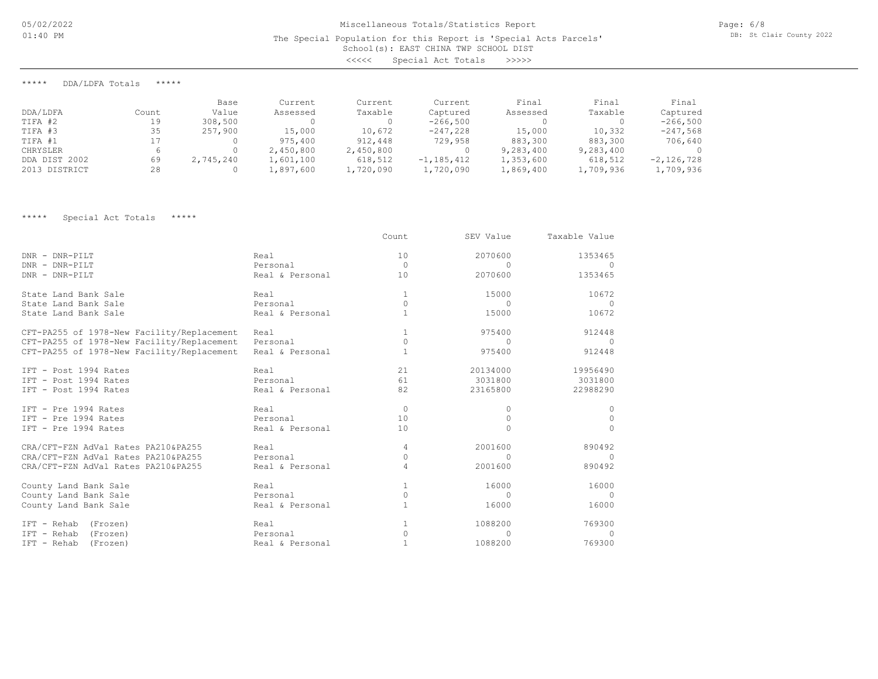Miscellaneous Totals/Statistics Report

The Special Population for this Report is 'Special Acts Parcels'

School(s): EAST CHINA TWP SCHOOL DIST

<<<<< Special Act Totals >>>>>

##### ***** DDA/LDFA Totals *****

| DDA/LDFA | Count | Base Value | Current Assessed | Current Taxable | Current Captured | Final Assessed | Final Taxable | Final Captured |
|---|---|---|---|---|---|---|---|---|
| TIFA #2 | 19 | 308,500 | 0 | 0 | -266,500 | 0 | 0 | -266,500 |
| TIFA #3 | 35 | 257,900 | 15,000 | 10,672 | -247,228 | 15,000 | 10,332 | -247,568 |
| TIFA #1 | 17 | 0 | 975,400 | 912,448 | 729,958 | 883,300 | 883,300 | 706,640 |
| CHRYSLER | 6 | 0 | 2,450,800 | 2,450,800 | 0 | 9,283,400 | 9,283,400 | 0 |
| DDA DIST 2002 | 69 | 2,745,240 | 1,601,100 | 618,512 | -1,185,412 | 1,353,600 | 618,512 | -2,126,728 |
| 2013 DISTRICT | 28 | 0 | 1,897,600 | 1,720,090 | 1,720,090 | 1,869,400 | 1,709,936 | 1,709,936 |

##### ***** Special Act Totals *****

| | | Count | SEV Value | Taxable Value |
|---|---|---|---|---|
| DNR - DNR-PILT | Real | 10 | 2070600 | 1353465 |
| DNR - DNR-PILT | Personal | 0 | 0 | 0 |
| DNR - DNR-PILT | Real & Personal | 10 | 2070600 | 1353465 |
| State Land Bank Sale | Real | 1 | 15000 | 10672 |
| State Land Bank Sale | Personal | 0 | 0 | 0 |
| State Land Bank Sale | Real & Personal | 1 | 15000 | 10672 |
| CFT-PA255 of 1978-New Facility/Replacement | Real | 1 | 975400 | 912448 |
| CFT-PA255 of 1978-New Facility/Replacement | Personal | 0 | 0 | 0 |
| CFT-PA255 of 1978-New Facility/Replacement | Real & Personal | 1 | 975400 | 912448 |
| IFT - Post 1994 Rates | Real | 21 | 20134000 | 19956490 |
| IFT - Post 1994 Rates | Personal | 61 | 3031800 | 3031800 |
| IFT - Post 1994 Rates | Real & Personal | 82 | 23165800 | 22988290 |
| IFT - Pre 1994 Rates | Real | 0 | 0 | 0 |
| IFT - Pre 1994 Rates | Personal | 10 | 0 | 0 |
| IFT - Pre 1994 Rates | Real & Personal | 10 | 0 | 0 |
| CRA/CFT-FZN AdVal Rates PA210&PA255 | Real | 4 | 2001600 | 890492 |
| CRA/CFT-FZN AdVal Rates PA210&PA255 | Personal | 0 | 0 | 0 |
| CRA/CFT-FZN AdVal Rates PA210&PA255 | Real & Personal | 4 | 2001600 | 890492 |
| County Land Bank Sale | Real | 1 | 16000 | 16000 |
| County Land Bank Sale | Personal | 0 | 0 | 0 |
| County Land Bank Sale | Real & Personal | 1 | 16000 | 16000 |
| IFT - Rehab (Frozen) | Real | 1 | 1088200 | 769300 |
| IFT - Rehab (Frozen) | Personal | 0 | 0 | 0 |
| IFT - Rehab (Frozen) | Real & Personal | 1 | 1088200 | 769300 |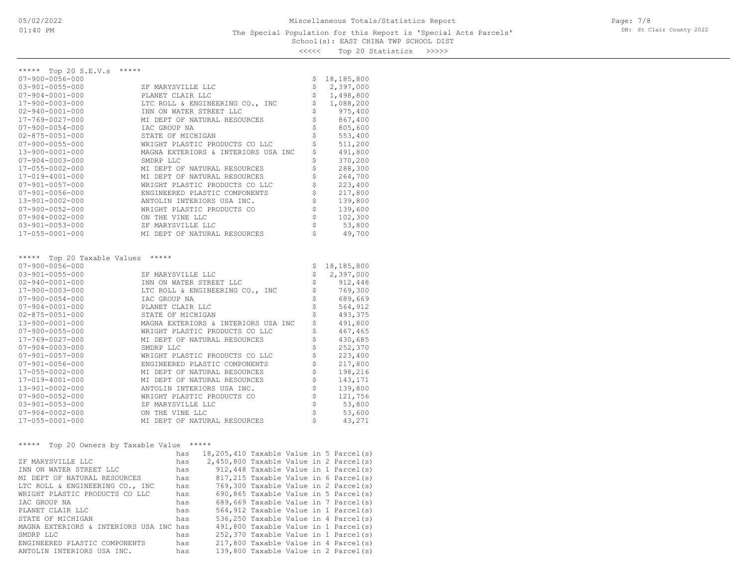Miscellaneous Totals/Statistics Report

The Special Population for this Report is 'Special Acts Parcels'

School(s): EAST CHINA TWP SCHOOL DIST

<<<<< Top 20 Statistics >>>>>

## ***** Top 20 S.E.V.s *****

| Parcel | Owner | S.E.V. |
|---|---|---|
| 07-900-0056-000 | | $ 18,185,800 |
| 03-901-0055-000 | ZF MARYSVILLE LLC | $ 2,397,000 |
| 07-904-0001-000 | PLANET CLAIR LLC | $ 1,498,800 |
| 17-900-0003-000 | LTC ROLL & ENGINEERING CO., INC | $ 1,088,200 |
| 02-940-0001-000 | INN ON WATER STREET LLC | $ 975,400 |
| 17-769-0027-000 | MI DEPT OF NATURAL RESOURCES | $ 867,400 |
| 07-900-0054-000 | IAC GROUP NA | $ 805,600 |
| 02-875-0051-000 | STATE OF MICHIGAN | $ 553,400 |
| 07-900-0055-000 | WRIGHT PLASTIC PRODUCTS CO LLC | $ 511,200 |
| 13-900-0001-000 | MAGNA EXTERIORS & INTERIORS USA INC | $ 491,800 |
| 07-904-0003-000 | SMDRP LLC | $ 370,200 |
| 17-055-0002-000 | MI DEPT OF NATURAL RESOURCES | $ 288,300 |
| 17-019-4001-000 | MI DEPT OF NATURAL RESOURCES | $ 264,700 |
| 07-901-0057-000 | WRIGHT PLASTIC PRODUCTS CO LLC | $ 223,400 |
| 07-901-0056-000 | ENGINEERED PLASTIC COMPONENTS | $ 217,800 |
| 13-901-0002-000 | ANTOLIN INTERIORS USA INC. | $ 139,800 |
| 07-900-0052-000 | WRIGHT PLASTIC PRODUCTS CO | $ 139,600 |
| 07-904-0002-000 | ON THE VINE LLC | $ 102,300 |
| 03-901-0053-000 | ZF MARYSVILLE LLC | $ 53,800 |
| 17-055-0001-000 | MI DEPT OF NATURAL RESOURCES | $ 49,700 |

## ***** Top 20 Taxable Values *****

| Parcel | Owner | Taxable Value |
|---|---|---|
| 07-900-0056-000 | | $ 18,185,800 |
| 03-901-0055-000 | ZF MARYSVILLE LLC | $ 2,397,000 |
| 02-940-0001-000 | INN ON WATER STREET LLC | $ 912,448 |
| 17-900-0003-000 | LTC ROLL & ENGINEERING CO., INC | $ 769,300 |
| 07-900-0054-000 | IAC GROUP NA | $ 689,669 |
| 07-904-0001-000 | PLANET CLAIR LLC | $ 564,912 |
| 02-875-0051-000 | STATE OF MICHIGAN | $ 493,375 |
| 13-900-0001-000 | MAGNA EXTERIORS & INTERIORS USA INC | $ 491,800 |
| 07-900-0055-000 | WRIGHT PLASTIC PRODUCTS CO LLC | $ 467,465 |
| 17-769-0027-000 | MI DEPT OF NATURAL RESOURCES | $ 430,685 |
| 07-904-0003-000 | SMDRP LLC | $ 252,370 |
| 07-901-0057-000 | WRIGHT PLASTIC PRODUCTS CO LLC | $ 223,400 |
| 07-901-0056-000 | ENGINEERED PLASTIC COMPONENTS | $ 217,800 |
| 17-055-0002-000 | MI DEPT OF NATURAL RESOURCES | $ 198,216 |
| 17-019-4001-000 | MI DEPT OF NATURAL RESOURCES | $ 143,171 |
| 13-901-0002-000 | ANTOLIN INTERIORS USA INC. | $ 139,800 |
| 07-900-0052-000 | WRIGHT PLASTIC PRODUCTS CO | $ 121,756 |
| 03-901-0053-000 | ZF MARYSVILLE LLC | $ 53,800 |
| 07-904-0002-000 | ON THE VINE LLC | $ 53,600 |
| 17-055-0001-000 | MI DEPT OF NATURAL RESOURCES | $ 43,271 |

## ***** Top 20 Owners by Taxable Value *****

| Owner | | Taxable Value | Parcel(s) |
|---|---|---|---|
| | has | 18,205,410 Taxable Value | in 5 Parcel(s) |
| ZF MARYSVILLE LLC | has | 2,450,800 Taxable Value | in 2 Parcel(s) |
| INN ON WATER STREET LLC | has | 912,448 Taxable Value | in 1 Parcel(s) |
| MI DEPT OF NATURAL RESOURCES | has | 817,215 Taxable Value | in 6 Parcel(s) |
| LTC ROLL & ENGINEERING CO., INC | has | 769,300 Taxable Value | in 2 Parcel(s) |
| WRIGHT PLASTIC PRODUCTS CO LLC | has | 690,865 Taxable Value | in 5 Parcel(s) |
| IAC GROUP NA | has | 689,669 Taxable Value | in 7 Parcel(s) |
| PLANET CLAIR LLC | has | 564,912 Taxable Value | in 1 Parcel(s) |
| STATE OF MICHIGAN | has | 536,250 Taxable Value | in 4 Parcel(s) |
| MAGNA EXTERIORS & INTERIORS USA INC | has | 491,800 Taxable Value | in 1 Parcel(s) |
| SMDRP LLC | has | 252,370 Taxable Value | in 1 Parcel(s) |
| ENGINEERED PLASTIC COMPONENTS | has | 217,800 Taxable Value | in 4 Parcel(s) |
| ANTOLIN INTERIORS USA INC. | has | 139,800 Taxable Value | in 2 Parcel(s) |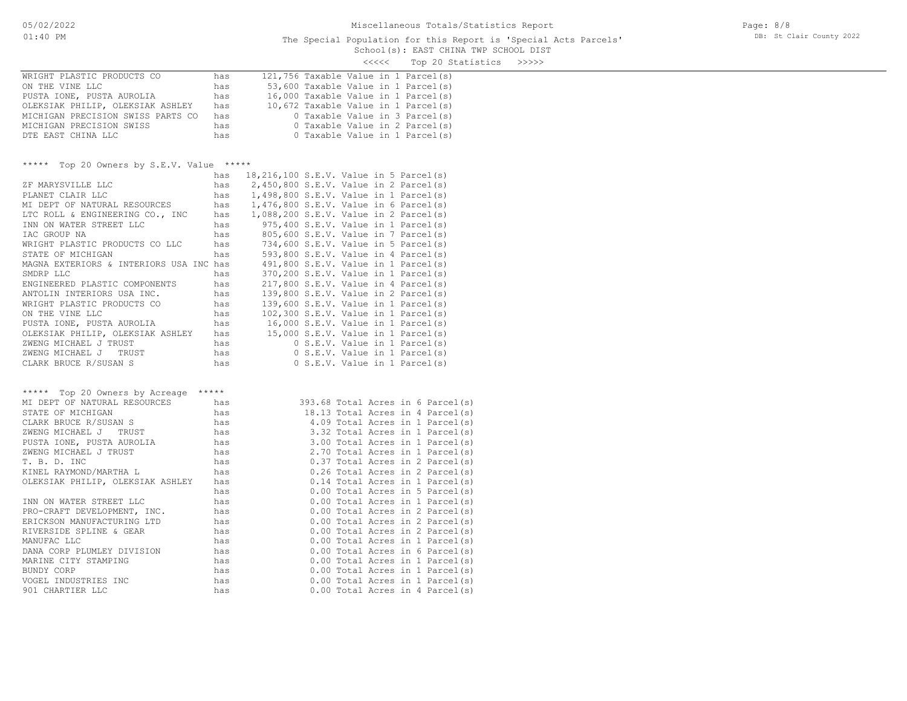Miscellaneous Totals/Statistics Report

The Special Population for this Report is 'Special Acts Parcels'

School(s): EAST CHINA TWP SCHOOL DIST

<<<<< Top 20 Statistics >>>>>

| | | |
|---|---|---|
| WRIGHT PLASTIC PRODUCTS CO | has | 121,756 Taxable Value in 1 Parcel(s) |
| ON THE VINE LLC | has | 53,600 Taxable Value in 1 Parcel(s) |
| PUSTA IONE, PUSTA AUROLIA | has | 16,000 Taxable Value in 1 Parcel(s) |
| OLEKSIAK PHILIP, OLEKSIAK ASHLEY | has | 10,672 Taxable Value in 1 Parcel(s) |
| MICHIGAN PRECISION SWISS PARTS CO | has | 0 Taxable Value in 3 Parcel(s) |
| MICHIGAN PRECISION SWISS | has | 0 Taxable Value in 2 Parcel(s) |
| DTE EAST CHINA LLC | has | 0 Taxable Value in 1 Parcel(s) |

***** Top 20 Owners by S.E.V. Value *****

| | | |
|---|---|---|
| | has | 18,216,100 S.E.V. Value in 5 Parcel(s) |
| ZF MARYSVILLE LLC | has | 2,450,800 S.E.V. Value in 2 Parcel(s) |
| PLANET CLAIR LLC | has | 1,498,800 S.E.V. Value in 1 Parcel(s) |
| MI DEPT OF NATURAL RESOURCES | has | 1,476,800 S.E.V. Value in 6 Parcel(s) |
| LTC ROLL & ENGINEERING CO., INC | has | 1,088,200 S.E.V. Value in 2 Parcel(s) |
| INN ON WATER STREET LLC | has | 975,400 S.E.V. Value in 1 Parcel(s) |
| IAC GROUP NA | has | 805,600 S.E.V. Value in 7 Parcel(s) |
| WRIGHT PLASTIC PRODUCTS CO LLC | has | 734,600 S.E.V. Value in 5 Parcel(s) |
| STATE OF MICHIGAN | has | 593,800 S.E.V. Value in 4 Parcel(s) |
| MAGNA EXTERIORS & INTERIORS USA INC | has | 491,800 S.E.V. Value in 1 Parcel(s) |
| SMDRP LLC | has | 370,200 S.E.V. Value in 1 Parcel(s) |
| ENGINEERED PLASTIC COMPONENTS | has | 217,800 S.E.V. Value in 4 Parcel(s) |
| ANTOLIN INTERIORS USA INC. | has | 139,800 S.E.V. Value in 2 Parcel(s) |
| WRIGHT PLASTIC PRODUCTS CO | has | 139,600 S.E.V. Value in 1 Parcel(s) |
| ON THE VINE LLC | has | 102,300 S.E.V. Value in 1 Parcel(s) |
| PUSTA IONE, PUSTA AUROLIA | has | 16,000 S.E.V. Value in 1 Parcel(s) |
| OLEKSIAK PHILIP, OLEKSIAK ASHLEY | has | 15,000 S.E.V. Value in 1 Parcel(s) |
| ZWENG MICHAEL J TRUST | has | 0 S.E.V. Value in 1 Parcel(s) |
| ZWENG MICHAEL J TRUST | has | 0 S.E.V. Value in 1 Parcel(s) |
| CLARK BRUCE R/SUSAN S | has | 0 S.E.V. Value in 1 Parcel(s) |

***** Top 20 Owners by Acreage *****

| | | |
|---|---|---|
| MI DEPT OF NATURAL RESOURCES | has | 393.68 Total Acres in 6 Parcel(s) |
| STATE OF MICHIGAN | has | 18.13 Total Acres in 4 Parcel(s) |
| CLARK BRUCE R/SUSAN S | has | 4.09 Total Acres in 1 Parcel(s) |
| ZWENG MICHAEL J TRUST | has | 3.32 Total Acres in 1 Parcel(s) |
| PUSTA IONE, PUSTA AUROLIA | has | 3.00 Total Acres in 1 Parcel(s) |
| ZWENG MICHAEL J TRUST | has | 2.70 Total Acres in 1 Parcel(s) |
| T. B. D. INC | has | 0.37 Total Acres in 2 Parcel(s) |
| KINEL RAYMOND/MARTHA L | has | 0.26 Total Acres in 2 Parcel(s) |
| OLEKSIAK PHILIP, OLEKSIAK ASHLEY | has | 0.14 Total Acres in 1 Parcel(s) |
| | has | 0.00 Total Acres in 5 Parcel(s) |
| INN ON WATER STREET LLC | has | 0.00 Total Acres in 1 Parcel(s) |
| PRO-CRAFT DEVELOPMENT, INC. | has | 0.00 Total Acres in 2 Parcel(s) |
| ERICKSON MANUFACTURING LTD | has | 0.00 Total Acres in 2 Parcel(s) |
| RIVERSIDE SPLINE & GEAR | has | 0.00 Total Acres in 2 Parcel(s) |
| MANUFAC LLC | has | 0.00 Total Acres in 1 Parcel(s) |
| DANA CORP PLUMLEY DIVISION | has | 0.00 Total Acres in 6 Parcel(s) |
| MARINE CITY STAMPING | has | 0.00 Total Acres in 1 Parcel(s) |
| BUNDY CORP | has | 0.00 Total Acres in 1 Parcel(s) |
| VOGEL INDUSTRIES INC | has | 0.00 Total Acres in 1 Parcel(s) |
| 901 CHARTIER LLC | has | 0.00 Total Acres in 4 Parcel(s) |